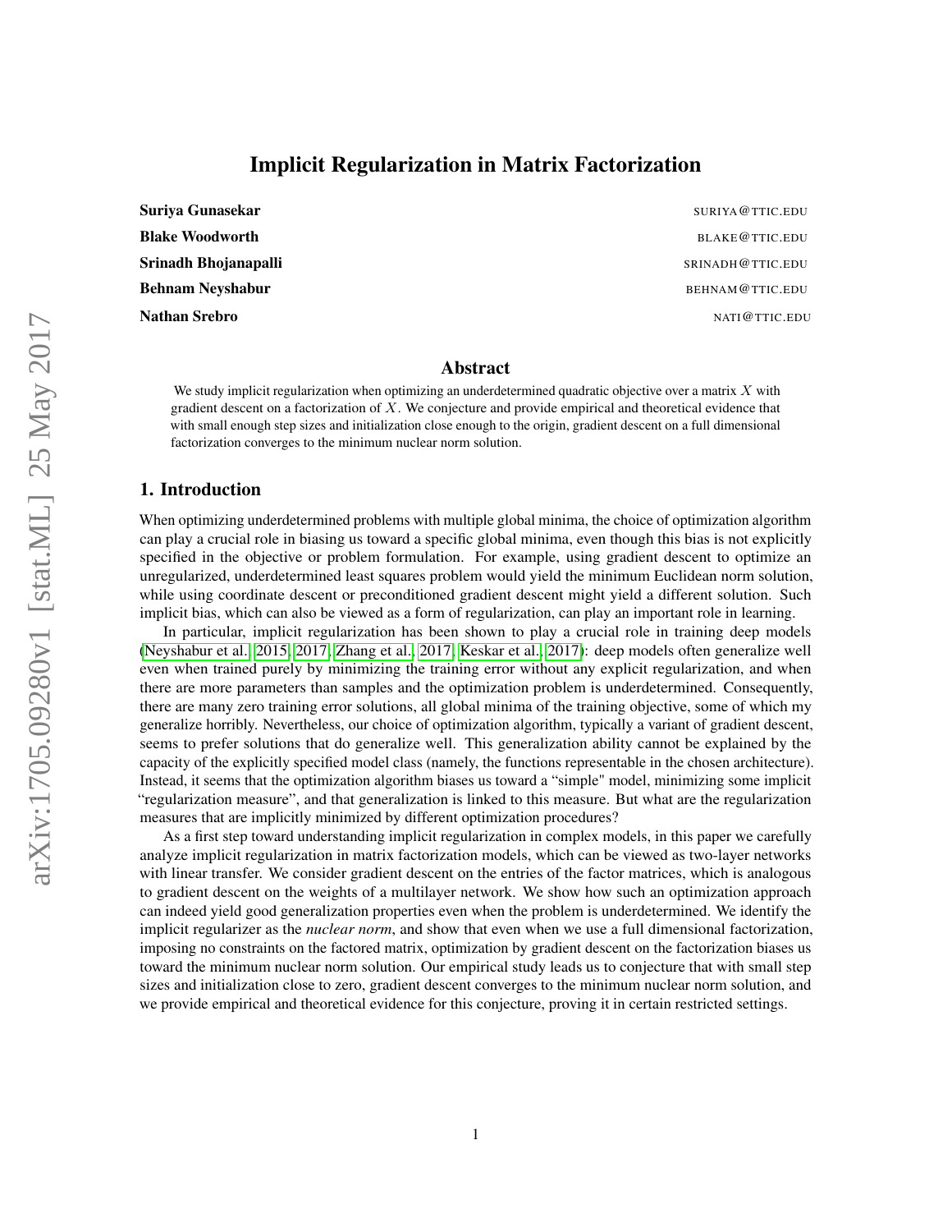# Implicit Regularization in Matrix Factorization

**Suriya Gunasekar** SURIYA@TTIC.EDU

**Blake Woodworth** BLAKE@TTIC.EDU

**Srinadh Bhojanapalli** SRINADH@TTIC.EDU

**Behnam Neyshabur** BEHNAM@TTIC.EDU

**Nathan Srebro** NATI@TTIC.EDU

## Abstract

We study implicit regularization when optimizing an underdetermined quadratic objective over a matrix $X$ with gradient descent on a factorization of $X$. We conjecture and provide empirical and theoretical evidence that with small enough step sizes and initialization close enough to the origin, gradient descent on a full dimensional factorization converges to the minimum nuclear norm solution.

## 1. Introduction

When optimizing underdetermined problems with multiple global minima, the choice of optimization algorithm can play a crucial role in biasing us toward a specific global minima, even though this bias is not explicitly specified in the objective or problem formulation. For example, using gradient descent to optimize an unregularized, underdetermined least squares problem would yield the minimum Euclidean norm solution, while using coordinate descent or preconditioned gradient descent might yield a different solution. Such implicit bias, which can also be viewed as a form of regularization, can play an important role in learning.

In particular, implicit regularization has been shown to play a crucial role in training deep models (Neyshabur et al., 2015, 2017; Zhang et al., 2017; Keskar et al., 2017): deep models often generalize well even when trained purely by minimizing the training error without any explicit regularization, and when there are more parameters than samples and the optimization problem is underdetermined. Consequently, there are many zero training error solutions, all global minima of the training objective, some of which my generalize horribly. Nevertheless, our choice of optimization algorithm, typically a variant of gradient descent, seems to prefer solutions that do generalize well. This generalization ability cannot be explained by the capacity of the explicitly specified model class (namely, the functions representable in the chosen architecture). Instead, it seems that the optimization algorithm biases us toward a "simple" model, minimizing some implicit "regularization measure", and that generalization is linked to this measure. But what are the regularization measures that are implicitly minimized by different optimization procedures?

As a first step toward understanding implicit regularization in complex models, in this paper we carefully analyze implicit regularization in matrix factorization models, which can be viewed as two-layer networks with linear transfer. We consider gradient descent on the entries of the factor matrices, which is analogous to gradient descent on the weights of a multilayer network. We show how such an optimization approach can indeed yield good generalization properties even when the problem is underdetermined. We identify the implicit regularizer as the *nuclear norm*, and show that even when we use a full dimensional factorization, imposing no constraints on the factored matrix, optimization by gradient descent on the factorization biases us toward the minimum nuclear norm solution. Our empirical study leads us to conjecture that with small step sizes and initialization close to zero, gradient descent converges to the minimum nuclear norm solution, and we provide empirical and theoretical evidence for this conjecture, proving it in certain restricted settings.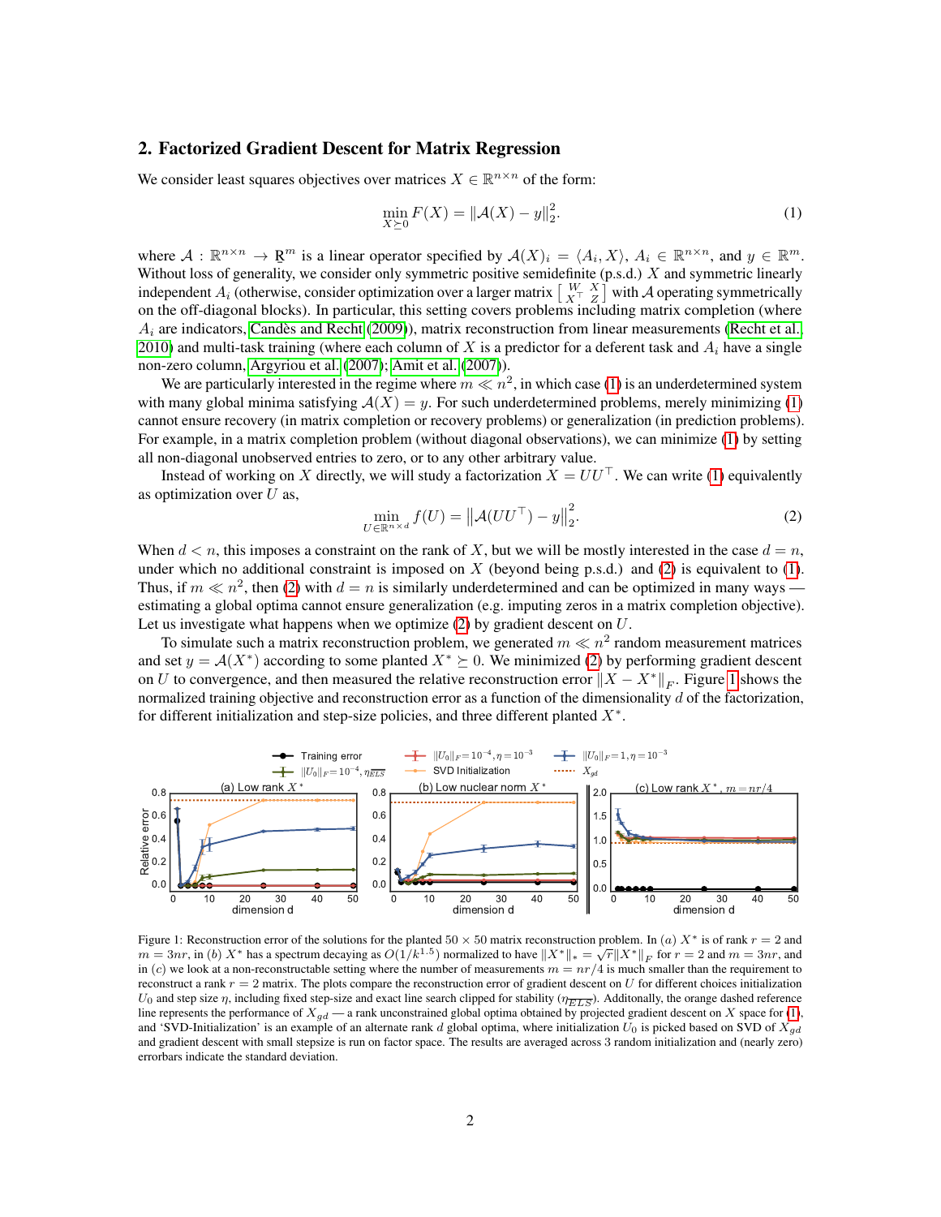## 2. Factorized Gradient Descent for Matrix Regression

We consider least squares objectives over matrices $X \in \mathbb{R}^{n\times n}$ of the form:

$$\min_{X\succeq 0} F(X) = \|\mathcal{A}(X) - y\|_2^2. \tag{1}$$

where $\mathcal{A} : \mathbb{R}^{n\times n} \to \mathbb{R}^m$ is a linear operator specified by $\mathcal{A}(X)_i = \langle A_i, X\rangle$, $A_i \in \mathbb{R}^{n\times n}$, and $y \in \mathbb{R}^m$. Without loss of generality, we consider only symmetric positive semidefinite (p.s.d.) $X$ and symmetric linearly independent $A_i$ (otherwise, consider optimization over a larger matrix $\left[\begin{smallmatrix} W & X \\ X^\top & Z \end{smallmatrix}\right]$ with $\mathcal{A}$ operating symmetrically on the off-diagonal blocks). In particular, this setting covers problems including matrix completion (where $A_i$ are indicators, Candès and Recht (2009)), matrix reconstruction from linear measurements (Recht et al. 2010) and multi-task training (where each column of $X$ is a predictor for a deferent task and $A_i$ have a single non-zero column, Argyriou et al. (2007); Amit et al. (2007)).

We are particularly interested in the regime where $m \ll n^2$, in which case (1) is an underdetermined system with many global minima satisfying $\mathcal{A}(X) = y$. For such underdetermined problems, merely minimizing (1) cannot ensure recovery (in matrix completion or recovery problems) or generalization (in prediction problems). For example, in a matrix completion problem (without diagonal observations), we can minimize (1) by setting all non-diagonal unobserved entries to zero, or to any other arbitrary value.

Instead of working on $X$ directly, we will study a factorization $X = UU^\top$. We can write (1) equivalently as optimization over $U$ as,

$$\min_{U\in\mathbb{R}^{n\times d}} f(U) = \left\|\mathcal{A}(UU^\top) - y\right\|_2^2. \tag{2}$$

When $d < n$, this imposes a constraint on the rank of $X$, but we will be mostly interested in the case $d = n$, under which no additional constraint is imposed on $X$ (beyond being p.s.d.) and (2) is equivalent to (1). Thus, if $m \ll n^2$, then (2) with $d = n$ is similarly underdetermined and can be optimized in many ways — estimating a global optima cannot ensure generalization (e.g. imputing zeros in a matrix completion objective). Let us investigate what happens when we optimize (2) by gradient descent on $U$.

To simulate such a matrix reconstruction problem, we generated $m \ll n^2$ random measurement matrices and set $y = \mathcal{A}(X^*)$ according to some planted $X^* \succeq 0$. We minimized (2) by performing gradient descent on $U$ to convergence, and then measured the relative reconstruction error $\|X - X^*\|_F$. Figure 1 shows the normalized training objective and reconstruction error as a function of the dimensionality $d$ of the factorization, for different initialization and step-size policies, and three different planted $X^*$.

Figure 1: Reconstruction error of the solutions for the planted $50 \times 50$ matrix reconstruction problem. In $(a)$ $X^*$ is of rank $r = 2$ and $m = 3nr$, in (b) $X^*$ has a spectrum decaying as $O(1/k^{1.5})$ normalized to have $\|X^*\|_* = \sqrt{r}\|X^*\|_F$ for $r = 2$ and $m = 3nr$, and in (c) we look at a non-reconstructable setting where the number of measurements $m = nr/4$ is much smaller than the requirement to reconstruct a rank $r = 2$ matrix. The plots compare the reconstruction error of gradient descent on $U$ for different choices initialization $U_0$ and step size $\eta$, including fixed step-size and exact line search clipped for stability ($\eta_{\overline{ELS}}$). Additonally, the orange dashed reference line represents the performance of $X_{gd}$ — a rank unconstrained global optima obtained by projected gradient descent on $X$ space for (1), and 'SVD-Initialization' is an example of an alternate rank $d$ global optima, where initialization $U_0$ is picked based on SVD of $X_{gd}$ and gradient descent with small stepsize is run on factor space. The results are averaged across 3 random initialization and (nearly zero) errorbars indicate the standard deviation.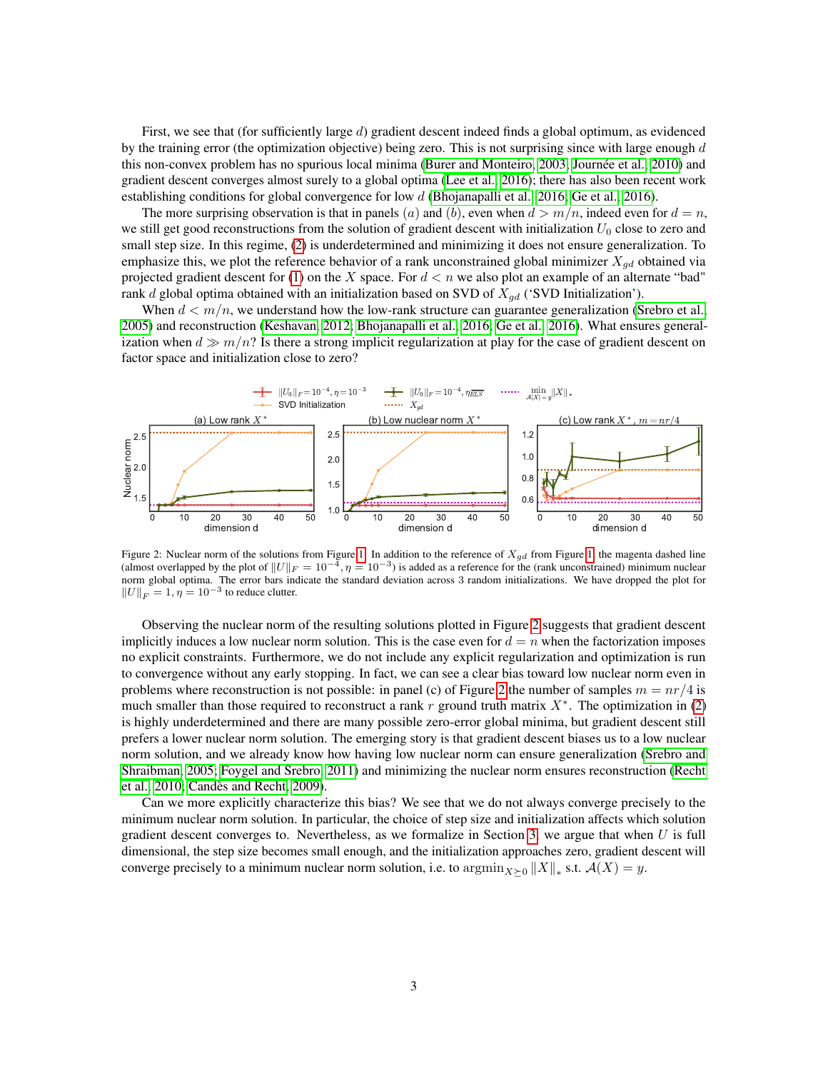First, we see that (for sufficiently large $d$) gradient descent indeed finds a global optimum, as evidenced by the training error (the optimization objective) being zero. This is not surprising since with large enough $d$ this non-convex problem has no spurious local minima (Burer and Monteiro, 2003; Journée et al., 2010) and gradient descent converges almost surely to a global optima (Lee et al., 2016); there has also been recent work establishing conditions for global convergence for low $d$ (Bhojanapalli et al., 2016; Ge et al., 2016).

The more surprising observation is that in panels $(a)$ and $(b)$, even when $d > m/n$, indeed even for $d = n$, we still get good reconstructions from the solution of gradient descent with initialization $U_0$ close to zero and small step size. In this regime, (2) is underdetermined and minimizing it does not ensure generalization. To emphasize this, we plot the reference behavior of a rank unconstrained global minimizer $X_{gd}$ obtained via projected gradient descent for (1) on the $X$ space. For $d < n$ we also plot an example of an alternate "bad" rank $d$ global optima obtained with an initialization based on SVD of $X_{gd}$ ('SVD Initialization').

When $d < m/n$, we understand how the low-rank structure can guarantee generalization (Srebro et al., 2005) and reconstruction (Keshavan, 2012; Bhojanapalli et al., 2016; Ge et al., 2016). What ensures generalization when $d \gg m/n$? Is there a strong implicit regularization at play for the case of gradient descent on factor space and initialization close to zero?

Figure 2: Nuclear norm of the solutions from Figure 1. In addition to the reference of $X_{gd}$ from Figure 1, the magenta dashed line (almost overlapped by the plot of $\|U\|_F = 10^{-4}, \eta = 10^{-3}$) is added as a reference for the (rank unconstrained) minimum nuclear norm global optima. The error bars indicate the standard deviation across 3 random initializations. We have dropped the plot for $\|U\|_F = 1, \eta = 10^{-3}$ to reduce clutter.

Observing the nuclear norm of the resulting solutions plotted in Figure 2 suggests that gradient descent implicitly induces a low nuclear norm solution. This is the case even for $d = n$ when the factorization imposes no explicit constraints. Furthermore, we do not include any explicit regularization and optimization is run to convergence without any early stopping. In fact, we can see a clear bias toward low nuclear norm even in problems where reconstruction is not possible: in panel (c) of Figure 2 the number of samples $m = nr/4$ is much smaller than those required to reconstruct a rank $r$ ground truth matrix $X^*$. The optimization in (2) is highly underdetermined and there are many possible zero-error global minima, but gradient descent still prefers a lower nuclear norm solution. The emerging story is that gradient descent biases us to a low nuclear norm solution, and we already know how having low nuclear norm can ensure generalization (Srebro and Shraibman, 2005; Foygel and Srebro, 2011) and minimizing the nuclear norm ensures reconstruction (Recht et al., 2010; Candès and Recht, 2009).

Can we more explicitly characterize this bias? We see that we do not always converge precisely to the minimum nuclear norm solution. In particular, the choice of step size and initialization affects which solution gradient descent converges to. Nevertheless, as we formalize in Section 3, we argue that when $U$ is full dimensional, the step size becomes small enough, and the initialization approaches zero, gradient descent will converge precisely to a minimum nuclear norm solution, i.e. to $\operatorname{argmin}_{X \succeq 0} \|X\|_*$ s.t. $\mathcal{A}(X) = y$.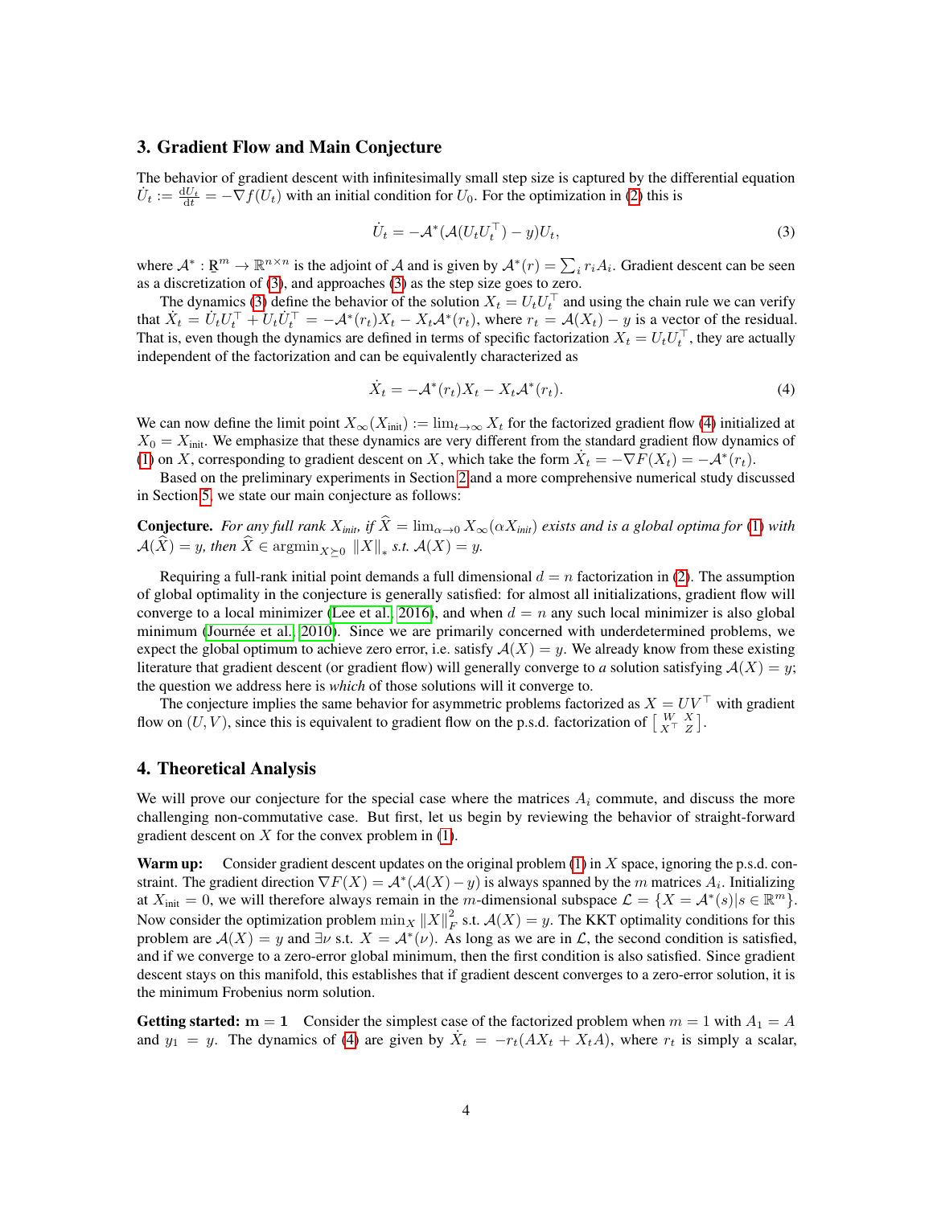## 3. Gradient Flow and Main Conjecture

The behavior of gradient descent with infinitesimally small step size is captured by the differential equation $\dot{U}_t := \frac{\mathrm{d}U_t}{\mathrm{d}t} = -\nabla f(U_t)$ with an initial condition for $U_0$. For the optimization in (2) this is

$$\dot{U}_t = -\mathcal{A}^*(\mathcal{A}(U_t U_t^\top) - y)U_t, \tag{3}$$

where $\mathcal{A}^* : \mathbb{R}^m \to \mathbb{R}^{n\times n}$ is the adjoint of $\mathcal{A}$ and is given by $\mathcal{A}^*(r) = \sum_i r_i A_i$. Gradient descent can be seen as a discretization of (3), and approaches (3) as the step size goes to zero.

The dynamics (3) define the behavior of the solution $X_t = U_t U_t^\top$ and using the chain rule we can verify that $\dot{X}_t = \dot{U}_t U_t^\top + U_t \dot{U}_t^\top = -\mathcal{A}^*(r_t)X_t - X_t\mathcal{A}^*(r_t)$, where $r_t = \mathcal{A}(X_t) - y$ is a vector of the residual. That is, even though the dynamics are defined in terms of specific factorization $X_t = U_t U_t^\top$, they are actually independent of the factorization and can be equivalently characterized as

$$\dot{X}_t = -\mathcal{A}^*(r_t)X_t - X_t\mathcal{A}^*(r_t). \tag{4}$$

We can now define the limit point $X_\infty(X_{\text{init}}) := \lim_{t\to\infty} X_t$ for the factorized gradient flow (4) initialized at $X_0 = X_{\text{init}}$. We emphasize that these dynamics are very different from the standard gradient flow dynamics of (1) on $X$, corresponding to gradient descent on $X$, which take the form $\dot{X}_t = -\nabla F(X_t) = -\mathcal{A}^*(r_t)$.

Based on the preliminary experiments in Section 2 and a more comprehensive numerical study discussed in Section 5, we state our main conjecture as follows:

**Conjecture.** *For any full rank $X_{init}$, if $\widehat{X} = \lim_{\alpha\to 0} X_\infty(\alpha X_{init})$ exists and is a global optima for (1) with $\mathcal{A}(\widehat{X}) = y$, then $\widehat{X} \in \operatorname{argmin}_{X\succeq 0} \|X\|_*$ s.t. $\mathcal{A}(X) = y$.*

Requiring a full-rank initial point demands a full dimensional $d = n$ factorization in (2). The assumption of global optimality in the conjecture is generally satisfied: for almost all initializations, gradient flow will converge to a local minimizer (Lee et al., 2016), and when $d = n$ any such local minimizer is also global minimum (Journée et al., 2010). Since we are primarily concerned with underdetermined problems, we expect the global optimum to achieve zero error, i.e. satisfy $\mathcal{A}(X) = y$. We already know from these existing literature that gradient descent (or gradient flow) will generally converge to *a* solution satisfying $\mathcal{A}(X) = y$; the question we address here is *which* of those solutions will it converge to.

The conjecture implies the same behavior for asymmetric problems factorized as $X = UV^\top$ with gradient flow on $(U, V)$, since this is equivalent to gradient flow on the p.s.d. factorization of $\left[\begin{smallmatrix} W & X \\ X^\top & Z \end{smallmatrix}\right]$.

## 4. Theoretical Analysis

We will prove our conjecture for the special case where the matrices $A_i$ commute, and discuss the more challenging non-commutative case. But first, let us begin by reviewing the behavior of straight-forward gradient descent on $X$ for the convex problem in (1).

**Warm up:** Consider gradient descent updates on the original problem (1) in $X$ space, ignoring the p.s.d. constraint. The gradient direction $\nabla F(X) = \mathcal{A}^*(\mathcal{A}(X) - y)$ is always spanned by the $m$ matrices $A_i$. Initializing at $X_{\text{init}} = 0$, we will therefore always remain in the $m$-dimensional subspace $\mathcal{L} = \{X = \mathcal{A}^*(s) | s \in \mathbb{R}^m\}$. Now consider the optimization problem $\min_X \|X\|_F^2$ s.t. $\mathcal{A}(X) = y$. The KKT optimality conditions for this problem are $\mathcal{A}(X) = y$ and $\exists \nu$ s.t. $X = \mathcal{A}^*(\nu)$. As long as we are in $\mathcal{L}$, the second condition is satisfied, and if we converge to a zero-error global minimum, then the first condition is also satisfied. Since gradient descent stays on this manifold, this establishes that if gradient descent converges to a zero-error solution, it is the minimum Frobenius norm solution.

**Getting started: $\mathbf{m = 1}$** Consider the simplest case of the factorized problem when $m = 1$ with $A_1 = A$ and $y_1 = y$. The dynamics of (4) are given by $\dot{X}_t = -r_t(AX_t + X_tA)$, where $r_t$ is simply a scalar,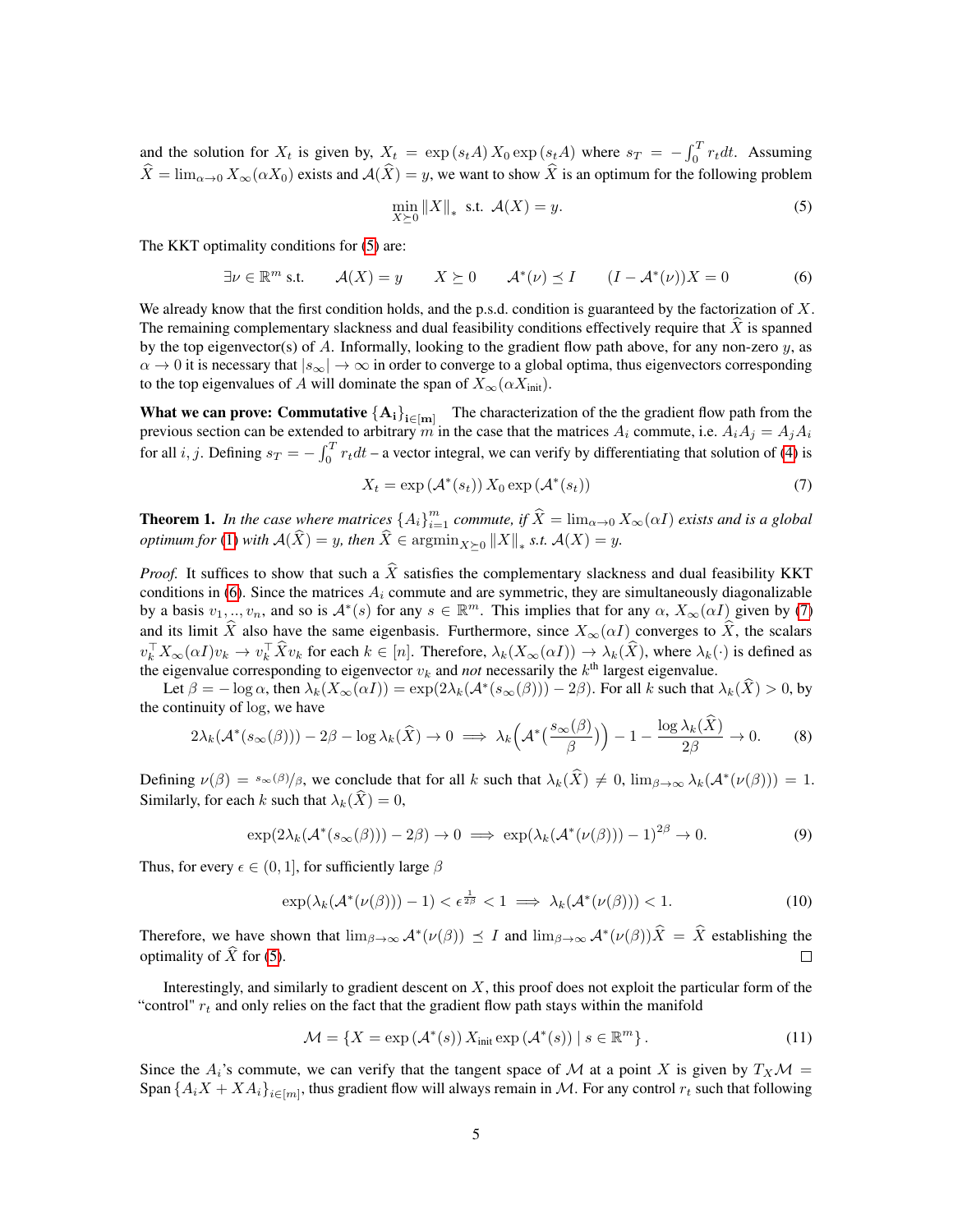and the solution for $X_t$ is given by, $X_t = \exp(s_t A) X_0 \exp(s_t A)$ where $s_T = -\int_0^T r_t dt$. Assuming $\widehat{X} = \lim_{\alpha \to 0} X_\infty(\alpha X_0)$ exists and $\mathcal{A}(\widehat{X}) = y$, we want to show $\widehat{X}$ is an optimum for the following problem

$$\min_{X \succeq 0} \|X\|_* \text{ s.t. } \mathcal{A}(X) = y. \tag{5}$$

The KKT optimality conditions for (5) are:

$$\exists \nu \in \mathbb{R}^m \text{ s.t.} \qquad \mathcal{A}(X) = y \qquad X \succeq 0 \qquad \mathcal{A}^*(\nu) \preceq I \qquad (I - \mathcal{A}^*(\nu))X = 0 \tag{6}$$

We already know that the first condition holds, and the p.s.d. condition is guaranteed by the factorization of $X$. The remaining complementary slackness and dual feasibility conditions effectively require that $\widehat{X}$ is spanned by the top eigenvector(s) of $A$. Informally, looking to the gradient flow path above, for any non-zero $y$, as $\alpha \to 0$ it is necessary that $|s_\infty| \to \infty$ in order to converge to a global optima, thus eigenvectors corresponding to the top eigenvalues of $A$ will dominate the span of $X_\infty(\alpha X_{\text{init}})$.

**What we can prove: Commutative $\{A_i\}_{i \in [m]}$** The characterization of the the gradient flow path from the previous section can be extended to arbitrary $m$ in the case that the matrices $A_i$ commute, i.e. $A_i A_j = A_j A_i$ for all $i, j$. Defining $s_T = -\int_0^T r_t dt$ – a vector integral, we can verify by differentiating that solution of (4) is

$$X_t = \exp(\mathcal{A}^*(s_t)) X_0 \exp(\mathcal{A}^*(s_t)) \tag{7}$$

**Theorem 1.** *In the case where matrices $\{A_i\}_{i=1}^m$ commute, if $\widehat{X} = \lim_{\alpha \to 0} X_\infty(\alpha I)$ exists and is a global optimum for (1) with $\mathcal{A}(\widehat{X}) = y$, then $\widehat{X} \in \operatorname{argmin}_{X \succeq 0} \|X\|_*$ s.t. $\mathcal{A}(X) = y$.*

*Proof.* It suffices to show that such a $\widehat{X}$ satisfies the complementary slackness and dual feasibility KKT conditions in (6). Since the matrices $A_i$ commute and are symmetric, they are simultaneously diagonalizable by a basis $v_1, .., v_n$, and so is $\mathcal{A}^*(s)$ for any $s \in \mathbb{R}^m$. This implies that for any $\alpha$, $X_\infty(\alpha I)$ given by (7) and its limit $\widehat{X}$ also have the same eigenbasis. Furthermore, since $X_\infty(\alpha I)$ converges to $\widehat{X}$, the scalars $v_k^\top X_\infty(\alpha I) v_k \to v_k^\top \widehat{X} v_k$ for each $k \in [n]$. Therefore, $\lambda_k(X_\infty(\alpha I)) \to \lambda_k(\widehat{X})$, where $\lambda_k(\cdot)$ is defined as the eigenvalue corresponding to eigenvector $v_k$ and *not* necessarily the $k^{\text{th}}$ largest eigenvalue.

Let $\beta = -\log \alpha$, then $\lambda_k(X_\infty(\alpha I)) = \exp(2\lambda_k(\mathcal{A}^*(s_\infty(\beta))) - 2\beta)$. For all $k$ such that $\lambda_k(\widehat{X}) > 0$, by the continuity of log, we have

$$2\lambda_k(\mathcal{A}^*(s_\infty(\beta))) - 2\beta - \log \lambda_k(\widehat{X}) \to 0 \implies \lambda_k\Big(\mathcal{A}^*\big(\frac{s_\infty(\beta)}{\beta}\big)\Big) - 1 - \frac{\log \lambda_k(\widehat{X})}{2\beta} \to 0. \tag{8}$$

Defining $\nu(\beta) = {}^{s_\infty(\beta)}/_{\beta}$, we conclude that for all $k$ such that $\lambda_k(\widehat{X}) \neq 0$, $\lim_{\beta \to \infty} \lambda_k(\mathcal{A}^*(\nu(\beta))) = 1$. Similarly, for each $k$ such that $\lambda_k(\widehat{X}) = 0$,

$$\exp(2\lambda_k(\mathcal{A}^*(s_\infty(\beta))) - 2\beta) \to 0 \implies \exp(\lambda_k(\mathcal{A}^*(\nu(\beta))) - 1)^{2\beta} \to 0. \tag{9}$$

Thus, for every $\epsilon \in (0, 1]$, for sufficiently large $\beta$

$$\exp(\lambda_k(\mathcal{A}^*(\nu(\beta))) - 1) < \epsilon^{\frac{1}{2\beta}} < 1 \implies \lambda_k(\mathcal{A}^*(\nu(\beta))) < 1. \tag{10}$$

Therefore, we have shown that $\lim_{\beta \to \infty} \mathcal{A}^*(\nu(\beta)) \preceq I$ and $\lim_{\beta \to \infty} \mathcal{A}^*(\nu(\beta))\widehat{X} = \widehat{X}$ establishing the optimality of $\widehat{X}$ for (5). $\square$

Interestingly, and similarly to gradient descent on $X$, this proof does not exploit the particular form of the "control" $r_t$ and only relies on the fact that the gradient flow path stays within the manifold

$$\mathcal{M} = \{X = \exp(\mathcal{A}^*(s)) X_{\text{init}} \exp(\mathcal{A}^*(s)) \mid s \in \mathbb{R}^m\}. \tag{11}$$

Since the $A_i$'s commute, we can verify that the tangent space of $\mathcal{M}$ at a point $X$ is given by $T_X\mathcal{M} = \operatorname{Span}\{A_i X + X A_i\}_{i \in [m]}$, thus gradient flow will always remain in $\mathcal{M}$. For any control $r_t$ such that following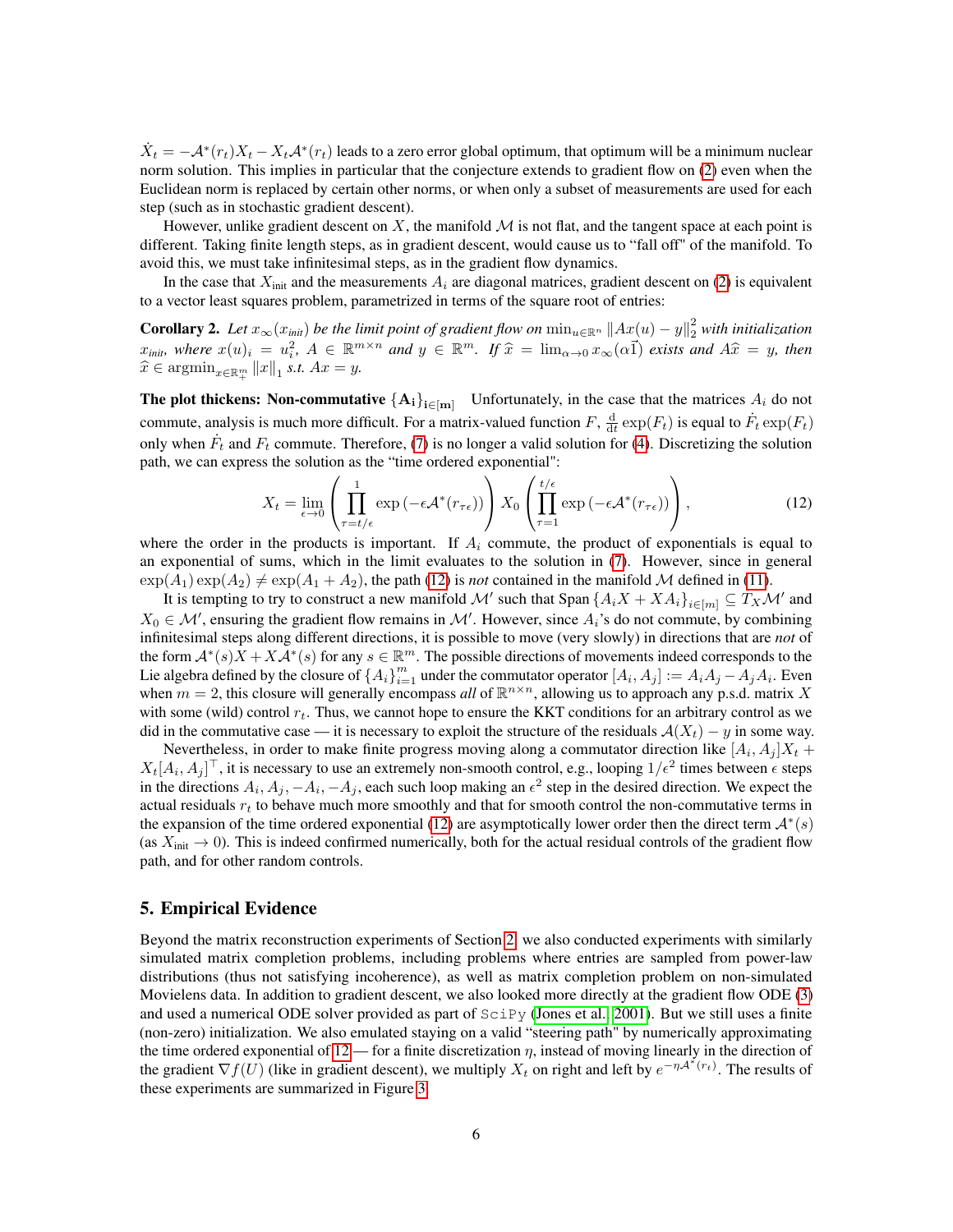$\dot{X}_t = -\mathcal{A}^*(r_t)X_t - X_t\mathcal{A}^*(r_t)$ leads to a zero error global optimum, that optimum will be a minimum nuclear norm solution. This implies in particular that the conjecture extends to gradient flow on (2) even when the Euclidean norm is replaced by certain other norms, or when only a subset of measurements are used for each step (such as in stochastic gradient descent).

However, unlike gradient descent on $X$, the manifold $\mathcal{M}$ is not flat, and the tangent space at each point is different. Taking finite length steps, as in gradient descent, would cause us to "fall off" of the manifold. To avoid this, we must take infinitesimal steps, as in the gradient flow dynamics.

In the case that $X_{\text{init}}$ and the measurements $A_i$ are diagonal matrices, gradient descent on (2) is equivalent to a vector least squares problem, parametrized in terms of the square root of entries:

**Corollary 2.** *Let $x_\infty(x_{init})$ be the limit point of gradient flow on $\min_{u\in\mathbb{R}^n} \|Ax(u) - y\|_2^2$ with initialization $x_{init}$, where $x(u)_i = u_i^2$, $A \in \mathbb{R}^{m\times n}$ and $y \in \mathbb{R}^m$. If $\widehat{x} = \lim_{\alpha\to 0} x_\infty(\alpha\vec{1})$ exists and $A\widehat{x} = y$, then $\widehat{x} \in \operatorname{argmin}_{x\in\mathbb{R}_+^m} \|x\|_1$ s.t. $Ax = y$.*

**The plot thickens: Non-commutative $\{A_i\}_{i\in[m]}$** Unfortunately, in the case that the matrices $A_i$ do not commute, analysis is much more difficult. For a matrix-valued function $F$, $\frac{\mathrm{d}}{\mathrm{d}t}\exp(F_t)$ is equal to $\dot{F}_t\exp(F_t)$ only when $\dot{F}_t$ and $F_t$ commute. Therefore, (7) is no longer a valid solution for (4). Discretizing the solution path, we can express the solution as the "time ordered exponential":

$$X_t = \lim_{\epsilon\to 0}\left(\prod_{\tau=t/\epsilon}^{1}\exp\left(-\epsilon\mathcal{A}^*(r_{\tau\epsilon})\right)\right) X_0 \left(\prod_{\tau=1}^{t/\epsilon}\exp\left(-\epsilon\mathcal{A}^*(r_{\tau\epsilon})\right)\right), \tag{12}$$

where the order in the products is important. If $A_i$ commute, the product of exponentials is equal to an exponential of sums, which in the limit evaluates to the solution in (7). However, since in general $\exp(A_1)\exp(A_2) \neq \exp(A_1 + A_2)$, the path (12) is *not* contained in the manifold $\mathcal{M}$ defined in (11).

It is tempting to try to construct a new manifold $\mathcal{M}'$ such that Span $\{A_iX + XA_i\}_{i\in[m]} \subseteq T_X\mathcal{M}'$ and $X_0 \in \mathcal{M}'$, ensuring the gradient flow remains in $\mathcal{M}'$. However, since $A_i$'s do not commute, by combining infinitesimal steps along different directions, it is possible to move (very slowly) in directions that are *not* of the form $\mathcal{A}^*(s)X + X\mathcal{A}^*(s)$ for any $s \in \mathbb{R}^m$. The possible directions of movements indeed corresponds to the Lie algebra defined by the closure of $\{A_i\}_{i=1}^m$ under the commutator operator $[A_i, A_j] := A_iA_j - A_jA_i$. Even when $m = 2$, this closure will generally encompass *all* of $\mathbb{R}^{n\times n}$, allowing us to approach any p.s.d. matrix $X$ with some (wild) control $r_t$. Thus, we cannot hope to ensure the KKT conditions for an arbitrary control as we did in the commutative case — it is necessary to exploit the structure of the residuals $\mathcal{A}(X_t) - y$ in some way.

Nevertheless, in order to make finite progress moving along a commutator direction like $[A_i, A_j]X_t + X_t[A_i, A_j]^\top$, it is necessary to use an extremely non-smooth control, e.g., looping $1/\epsilon^2$ times between $\epsilon$ steps in the directions $A_i, A_j, -A_i, -A_j$, each such loop making an $\epsilon^2$ step in the desired direction. We expect the actual residuals $r_t$ to behave much more smoothly and that for smooth control the non-commutative terms in the expansion of the time ordered exponential (12) are asymptotically lower order then the direct term $\mathcal{A}^*(s)$ (as $X_{\text{init}} \to 0$). This is indeed confirmed numerically, both for the actual residual controls of the gradient flow path, and for other random controls.

## 5. Empirical Evidence

Beyond the matrix reconstruction experiments of Section 2, we also conducted experiments with similarly simulated matrix completion problems, including problems where entries are sampled from power-law distributions (thus not satisfying incoherence), as well as matrix completion problem on non-simulated Movielens data. In addition to gradient descent, we also looked more directly at the gradient flow ODE (3) and used a numerical ODE solver provided as part of `SciPy` (Jones et al., 2001). But we still uses a finite (non-zero) initialization. We also emulated staying on a valid "steering path" by numerically approximating the time ordered exponential of 12 — for a finite discretization $\eta$, instead of moving linearly in the direction of the gradient $\nabla f(U)$ (like in gradient descent), we multiply $X_t$ on right and left by $e^{-\eta\mathcal{A}^*(r_t)}$. The results of these experiments are summarized in Figure 3.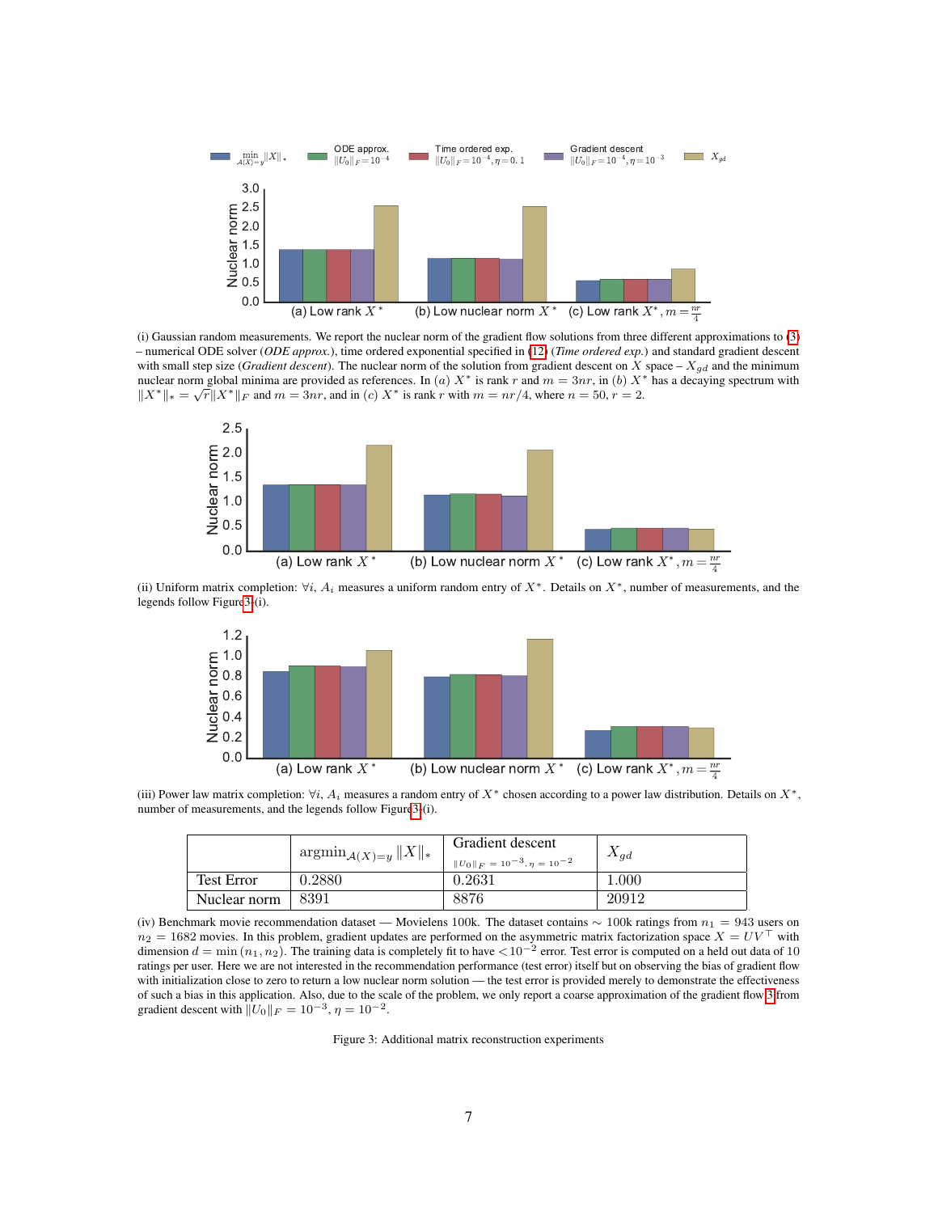(i) Gaussian random measurements. We report the nuclear norm of the gradient flow solutions from three different approximations to (3) – numerical ODE solver (*ODE approx.*), time ordered exponential specified in (12) (*Time ordered exp.*) and standard gradient descent with small step size (*Gradient descent*). The nuclear norm of the solution from gradient descent on $X$ space – $X_{gd}$ and the minimum nuclear norm global minima are provided as references. In $(a)$ $X^*$ is rank $r$ and $m = 3nr$, in $(b)$ $X^*$ has a decaying spectrum with $\|X^*\|_* = \sqrt{r}\|X^*\|_F$ and $m = 3nr$, and in $(c)$ $X^*$ is rank $r$ with $m = nr/4$, where $n = 50$, $r = 2$.

(ii) Uniform matrix completion: $\forall i$, $A_i$ measures a uniform random entry of $X^*$. Details on $X^*$, number of measurements, and the legends follow Figure 3-(i).

(iii) Power law matrix completion: $\forall i$, $A_i$ measures a random entry of $X^*$ chosen according to a power law distribution. Details on $X^*$, number of measurements, and the legends follow Figure 3-(i).

| | $\text{argmin}_{\mathcal{A}(X)=y} \|X\|_*$ | Gradient descent $\|U_0\|_F = 10^{-3}, \eta = 10^{-2}$ | $X_{gd}$ |
|---|---|---|---|
| Test Error | 0.2880 | 0.2631 | 1.000 |
| Nuclear norm | 8391 | 8876 | 20912 |

(iv) Benchmark movie recommendation dataset — Movielens 100k. The dataset contains $\sim$ 100k ratings from $n_1 = 943$ users on $n_2 = 1682$ movies. In this problem, gradient updates are performed on the asymmetric matrix factorization space $X = UV^\top$ with dimension $d = \min(n_1, n_2)$. The training data is completely fit to have $< 10^{-2}$ error. Test error is computed on a held out data of 10 ratings per user. Here we are not interested in the recommendation performance (test error) itself but on observing the bias of gradient flow with initialization close to zero to return a low nuclear norm solution — the test error is provided merely to demonstrate the effectiveness of such a bias in this application. Also, due to the scale of the problem, we only report a coarse approximation of the gradient flow 3 from gradient descent with $\|U_0\|_F = 10^{-3}$, $\eta = 10^{-2}$.

Figure 3: Additional matrix reconstruction experiments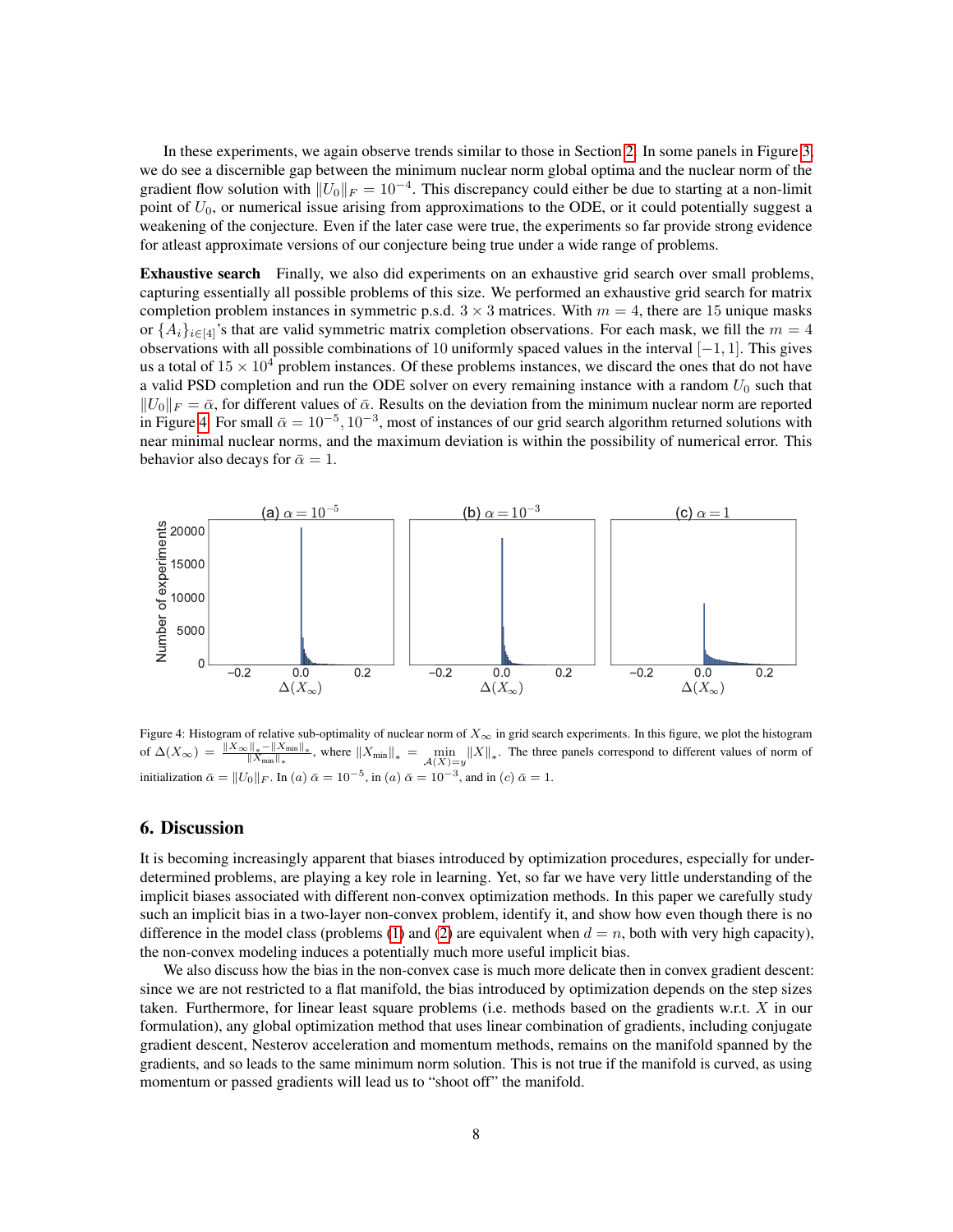In these experiments, we again observe trends similar to those in Section 2. In some panels in Figure 3, we do see a discernible gap between the minimum nuclear norm global optima and the nuclear norm of the gradient flow solution with $\|U_0\|_F = 10^{-4}$. This discrepancy could either be due to starting at a non-limit point of $U_0$, or numerical issue arising from approximations to the ODE, or it could potentially suggest a weakening of the conjecture. Even if the later case were true, the experiments so far provide strong evidence for atleast approximate versions of our conjecture being true under a wide range of problems.

**Exhaustive search** Finally, we also did experiments on an exhaustive grid search over small problems, capturing essentially all possible problems of this size. We performed an exhaustive grid search for matrix completion problem instances in symmetric p.s.d. $3 \times 3$ matrices. With $m = 4$, there are 15 unique masks or $\{A_i\}_{i\in[4]}$'s that are valid symmetric matrix completion observations. For each mask, we fill the $m = 4$ observations with all possible combinations of 10 uniformly spaced values in the interval $[-1, 1]$. This gives us a total of $15 \times 10^4$ problem instances. Of these problems instances, we discard the ones that do not have a valid PSD completion and run the ODE solver on every remaining instance with a random $U_0$ such that $\|U_0\|_F = \bar{\alpha}$, for different values of $\bar{\alpha}$. Results on the deviation from the minimum nuclear norm are reported in Figure 4. For small $\bar{\alpha} = 10^{-5}, 10^{-3}$, most of instances of our grid search algorithm returned solutions with near minimal nuclear norms, and the maximum deviation is within the possibility of numerical error. This behavior also decays for $\bar{\alpha} = 1$.

Figure 4: Histogram of relative sub-optimality of nuclear norm of $X_\infty$ in grid search experiments. In this figure, we plot the histogram of $\Delta(X_\infty) = \frac{\|X_\infty\|_* - \|X_{\min}\|_*}{\|X_{\min}\|_*}$, where $\|X_{\min}\|_* = \min_{\mathcal{A}(X)=y} \|X\|_*$. The three panels correspond to different values of norm of initialization $\bar{\alpha} = \|U_0\|_F$. In $(a)$ $\bar{\alpha} = 10^{-5}$, in $(a)$ $\bar{\alpha} = 10^{-3}$, and in $(c)$ $\bar{\alpha} = 1$.

## 6. Discussion

It is becoming increasingly apparent that biases introduced by optimization procedures, especially for under-determined problems, are playing a key role in learning. Yet, so far we have very little understanding of the implicit biases associated with different non-convex optimization methods. In this paper we carefully study such an implicit bias in a two-layer non-convex problem, identify it, and show how even though there is no difference in the model class (problems (1) and (2) are equivalent when $d = n$, both with very high capacity), the non-convex modeling induces a potentially much more useful implicit bias.

We also discuss how the bias in the non-convex case is much more delicate then in convex gradient descent: since we are not restricted to a flat manifold, the bias introduced by optimization depends on the step sizes taken. Furthermore, for linear least square problems (i.e. methods based on the gradients w.r.t. $X$ in our formulation), any global optimization method that uses linear combination of gradients, including conjugate gradient descent, Nesterov acceleration and momentum methods, remains on the manifold spanned by the gradients, and so leads to the same minimum norm solution. This is not true if the manifold is curved, as using momentum or passed gradients will lead us to "shoot off" the manifold.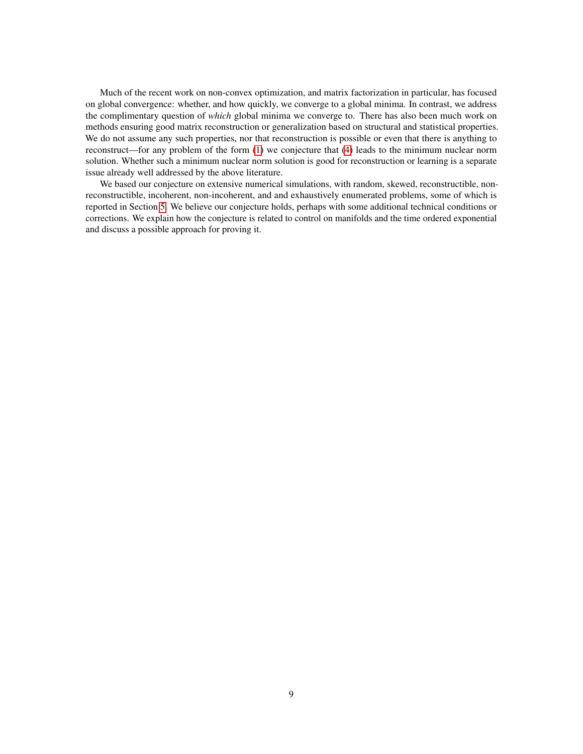Much of the recent work on non-convex optimization, and matrix factorization in particular, has focused on global convergence: whether, and how quickly, we converge to a global minima. In contrast, we address the complimentary question of *which* global minima we converge to. There has also been much work on methods ensuring good matrix reconstruction or generalization based on structural and statistical properties. We do not assume any such properties, nor that reconstruction is possible or even that there is anything to reconstruct—for any problem of the form (1) we conjecture that (4) leads to the minimum nuclear norm solution. Whether such a minimum nuclear norm solution is good for reconstruction or learning is a separate issue already well addressed by the above literature.

We based our conjecture on extensive numerical simulations, with random, skewed, reconstructible, non-reconstructible, incoherent, non-incoherent, and and exhaustively enumerated problems, some of which is reported in Section 5. We believe our conjecture holds, perhaps with some additional technical conditions or corrections. We explain how the conjecture is related to control on manifolds and the time ordered exponential and discuss a possible approach for proving it.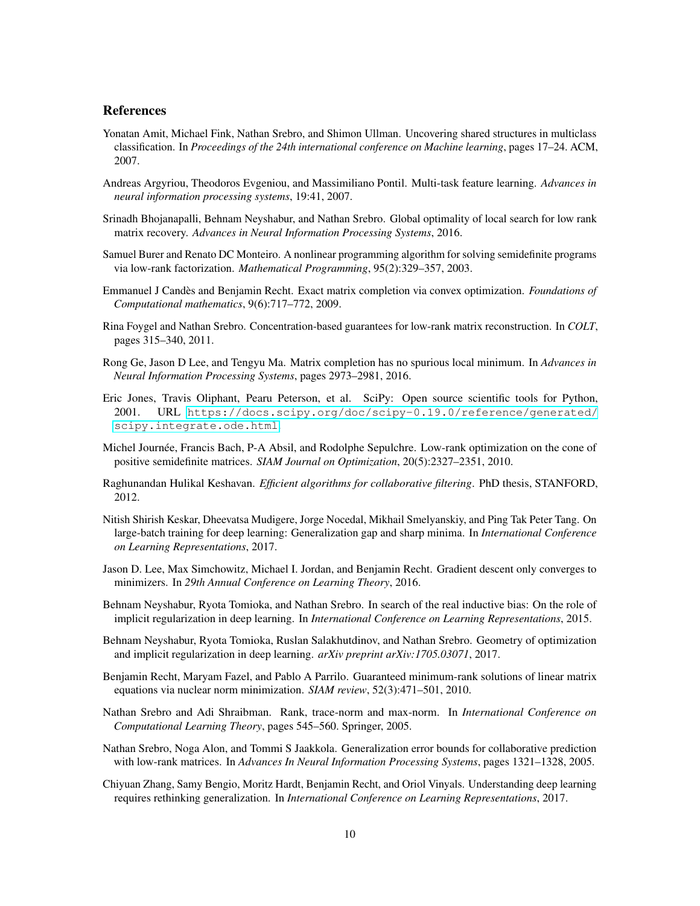## References

Yonatan Amit, Michael Fink, Nathan Srebro, and Shimon Ullman. Uncovering shared structures in multiclass classification. In *Proceedings of the 24th international conference on Machine learning*, pages 17–24. ACM, 2007.

Andreas Argyriou, Theodoros Evgeniou, and Massimiliano Pontil. Multi-task feature learning. *Advances in neural information processing systems*, 19:41, 2007.

Srinadh Bhojanapalli, Behnam Neyshabur, and Nathan Srebro. Global optimality of local search for low rank matrix recovery. *Advances in Neural Information Processing Systems*, 2016.

Samuel Burer and Renato DC Monteiro. A nonlinear programming algorithm for solving semidefinite programs via low-rank factorization. *Mathematical Programming*, 95(2):329–357, 2003.

Emmanuel J Candès and Benjamin Recht. Exact matrix completion via convex optimization. *Foundations of Computational mathematics*, 9(6):717–772, 2009.

Rina Foygel and Nathan Srebro. Concentration-based guarantees for low-rank matrix reconstruction. In *COLT*, pages 315–340, 2011.

Rong Ge, Jason D Lee, and Tengyu Ma. Matrix completion has no spurious local minimum. In *Advances in Neural Information Processing Systems*, pages 2973–2981, 2016.

Eric Jones, Travis Oliphant, Pearu Peterson, et al. SciPy: Open source scientific tools for Python, 2001. URL https://docs.scipy.org/doc/scipy-0.19.0/reference/generated/scipy.integrate.ode.html.

Michel Journée, Francis Bach, P-A Absil, and Rodolphe Sepulchre. Low-rank optimization on the cone of positive semidefinite matrices. *SIAM Journal on Optimization*, 20(5):2327–2351, 2010.

Raghunandan Hulikal Keshavan. *Efficient algorithms for collaborative filtering*. PhD thesis, STANFORD, 2012.

Nitish Shirish Keskar, Dheevatsa Mudigere, Jorge Nocedal, Mikhail Smelyanskiy, and Ping Tak Peter Tang. On large-batch training for deep learning: Generalization gap and sharp minima. In *International Conference on Learning Representations*, 2017.

Jason D. Lee, Max Simchowitz, Michael I. Jordan, and Benjamin Recht. Gradient descent only converges to minimizers. In *29th Annual Conference on Learning Theory*, 2016.

Behnam Neyshabur, Ryota Tomioka, and Nathan Srebro. In search of the real inductive bias: On the role of implicit regularization in deep learning. In *International Conference on Learning Representations*, 2015.

Behnam Neyshabur, Ryota Tomioka, Ruslan Salakhutdinov, and Nathan Srebro. Geometry of optimization and implicit regularization in deep learning. *arXiv preprint arXiv:1705.03071*, 2017.

Benjamin Recht, Maryam Fazel, and Pablo A Parrilo. Guaranteed minimum-rank solutions of linear matrix equations via nuclear norm minimization. *SIAM review*, 52(3):471–501, 2010.

Nathan Srebro and Adi Shraibman. Rank, trace-norm and max-norm. In *International Conference on Computational Learning Theory*, pages 545–560. Springer, 2005.

Nathan Srebro, Noga Alon, and Tommi S Jaakkola. Generalization error bounds for collaborative prediction with low-rank matrices. In *Advances In Neural Information Processing Systems*, pages 1321–1328, 2005.

Chiyuan Zhang, Samy Bengio, Moritz Hardt, Benjamin Recht, and Oriol Vinyals. Understanding deep learning requires rethinking generalization. In *International Conference on Learning Representations*, 2017.